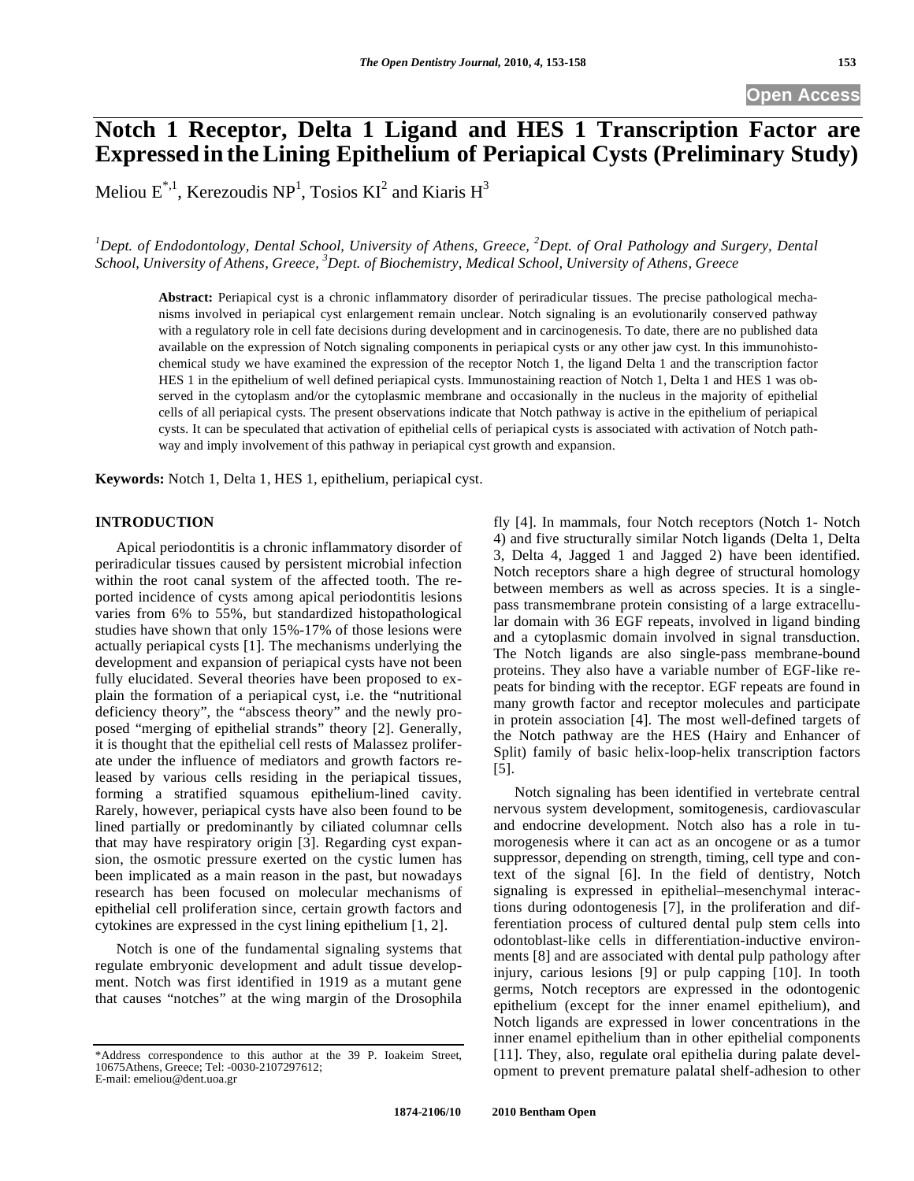# Notch 1 Receptor, Delta 1 Ligand and HES 1 Transcription Factor are Expressed in the Lining Epithelium of Periapical Cysts (Preliminary Study)

Meliou E[*,1], Kerezoudis NP[1], Tosios KI[2] and Kiaris H[3]

[1]*Dept. of Endodontology, Dental School, University of Athens, Greece,* [2]*Dept. of Oral Pathology and Surgery, Dental School, University of Athens, Greece,* [3]*Dept. of Biochemistry, Medical School, University of Athens, Greece*

**Abstract:** Periapical cyst is a chronic inflammatory disorder of periradicular tissues. The precise pathological mechanisms involved in periapical cyst enlargement remain unclear. Notch signaling is an evolutionarily conserved pathway with a regulatory role in cell fate decisions during development and in carcinogenesis. To date, there are no published data available on the expression of Notch signaling components in periapical cysts or any other jaw cyst. In this immunohistochemical study we have examined the expression of the receptor Notch 1, the ligand Delta 1 and the transcription factor HES 1 in the epithelium of well defined periapical cysts. Immunostaining reaction of Notch 1, Delta 1 and HES 1 was observed in the cytoplasm and/or the cytoplasmic membrane and occasionally in the nucleus in the majority of epithelial cells of all periapical cysts. The present observations indicate that Notch pathway is active in the epithelium of periapical cysts. It can be speculated that activation of epithelial cells of periapical cysts is associated with activation of Notch pathway and imply involvement of this pathway in periapical cyst growth and expansion.

**Keywords:** Notch 1, Delta 1, HES 1, epithelium, periapical cyst.

## INTRODUCTION

Apical periodontitis is a chronic inflammatory disorder of periradicular tissues caused by persistent microbial infection within the root canal system of the affected tooth. The reported incidence of cysts among apical periodontitis lesions varies from 6% to 55%, but standardized histopathological studies have shown that only 15%-17% of those lesions were actually periapical cysts [1]. The mechanisms underlying the development and expansion of periapical cysts have not been fully elucidated. Several theories have been proposed to explain the formation of a periapical cyst, i.e. the "nutritional deficiency theory", the "abscess theory" and the newly proposed "merging of epithelial strands" theory [2]. Generally, it is thought that the epithelial cell rests of Malassez proliferate under the influence of mediators and growth factors released by various cells residing in the periapical tissues, forming a stratified squamous epithelium-lined cavity. Rarely, however, periapical cysts have also been found to be lined partially or predominantly by ciliated columnar cells that may have respiratory origin [3]. Regarding cyst expansion, the osmotic pressure exerted on the cystic lumen has been implicated as a main reason in the past, but nowadays research has been focused on molecular mechanisms of epithelial cell proliferation since, certain growth factors and cytokines are expressed in the cyst lining epithelium [1, 2].

Notch is one of the fundamental signaling systems that regulate embryonic development and adult tissue development. Notch was first identified in 1919 as a mutant gene that causes "notches" at the wing margin of the Drosophila fly [4]. In mammals, four Notch receptors (Notch 1- Notch 4) and five structurally similar Notch ligands (Delta 1, Delta 3, Delta 4, Jagged 1 and Jagged 2) have been identified. Notch receptors share a high degree of structural homology between members as well as across species. It is a single-pass transmembrane protein consisting of a large extracellular domain with 36 EGF repeats, involved in ligand binding and a cytoplasmic domain involved in signal transduction. The Notch ligands are also single-pass membrane-bound proteins. They also have a variable number of EGF-like repeats for binding with the receptor. EGF repeats are found in many growth factor and receptor molecules and participate in protein association [4]. The most well-defined targets of the Notch pathway are the HES (Hairy and Enhancer of Split) family of basic helix-loop-helix transcription factors [5].

Notch signaling has been identified in vertebrate central nervous system development, somitogenesis, cardiovascular and endocrine development. Notch also has a role in tumorogenesis where it can act as an oncogene or as a tumor suppressor, depending on strength, timing, cell type and context of the signal [6]. In the field of dentistry, Notch signaling is expressed in epithelial–mesenchymal interactions during odontogenesis [7], in the proliferation and differentiation process of cultured dental pulp stem cells into odontoblast-like cells in differentiation-inductive environments [8] and are associated with dental pulp pathology after injury, carious lesions [9] or pulp capping [10]. In tooth germs, Notch receptors are expressed in the odontogenic epithelium (except for the inner enamel epithelium), and Notch ligands are expressed in lower concentrations in the inner enamel epithelium than in other epithelial components [11]. They, also, regulate oral epithelia during palate development to prevent premature palatal shelf-adhesion to other

\*Address correspondence to this author at the 39 P. Ioakeim Street, 10675Athens, Greece; Tel: -0030-2107297612;
E-mail: emeliou@dent.uoa.gr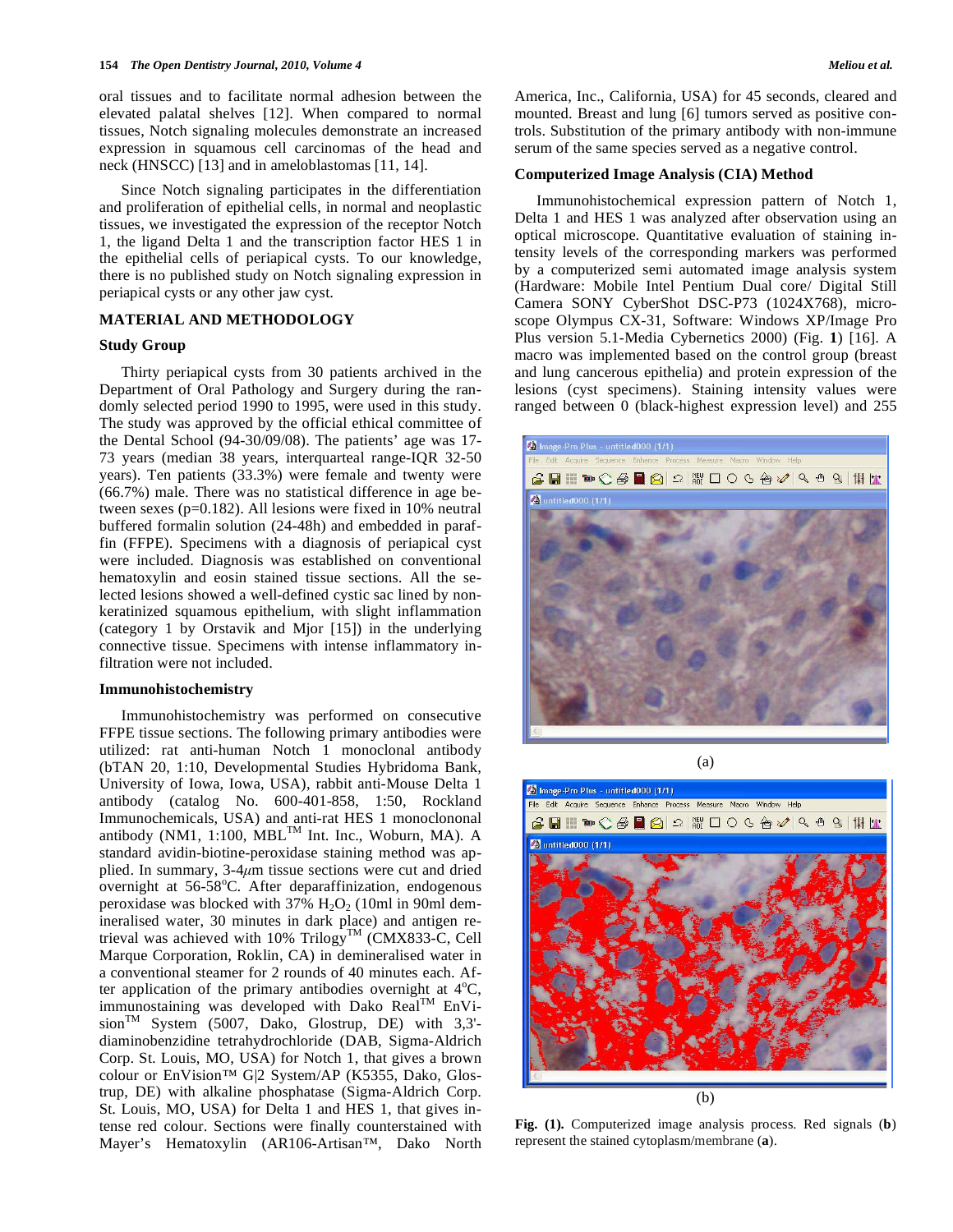oral tissues and to facilitate normal adhesion between the elevated palatal shelves [12]. When compared to normal tissues, Notch signaling molecules demonstrate an increased expression in squamous cell carcinomas of the head and neck (HNSCC) [13] and in ameloblastomas [11, 14].

Since Notch signaling participates in the differentiation and proliferation of epithelial cells, in normal and neoplastic tissues, we investigated the expression of the receptor Notch 1, the ligand Delta 1 and the transcription factor HES 1 in the epithelial cells of periapical cysts. To our knowledge, there is no published study on Notch signaling expression in periapical cysts or any other jaw cyst.

## MATERIAL AND METHODOLOGY

### Study Group

Thirty periapical cysts from 30 patients archived in the Department of Oral Pathology and Surgery during the randomly selected period 1990 to 1995, were used in this study. The study was approved by the official ethical committee of the Dental School (94-30/09/08). The patients' age was 17-73 years (median 38 years, interquartile range-IQR 32-50 years). Ten patients (33.3%) were female and twenty were (66.7%) male. There was no statistical difference in age between sexes ($p=0.182$). All lesions were fixed in 10% neutral buffered formalin solution (24-48h) and embedded in paraffin (FFPE). Specimens with a diagnosis of periapical cyst were included. Diagnosis was established on conventional hematoxylin and eosin stained tissue sections. All the selected lesions showed a well-defined cystic sac lined by non-keratinized squamous epithelium, with slight inflammation (category 1 by Orstavik and Mjor [15]) in the underlying connective tissue. Specimens with intense inflammatory infiltration were not included.

### Immunohistochemistry

Immunohistochemistry was performed on consecutive FFPE tissue sections. The following primary antibodies were utilized: rat anti-human Notch 1 monoclonal antibody (bTAN 20, 1:10, Developmental Studies Hybridoma Bank, University of Iowa, Iowa, USA), rabbit anti-Mouse Delta 1 antibody (catalog No. 600-401-858, 1:50, Rockland Immunochemicals, USA) and anti-rat HES 1 monoclonal antibody (NM1, 1:100, MBL™ Int. Inc., Woburn, MA). A standard avidin-biotine-peroxidase staining method was applied. In summary, 3-4$\mu$m tissue sections were cut and dried overnight at 56-58$^{o}$C. After deparaffinization, endogenous peroxidase was blocked with 37% $H_2O_2$ (10ml in 90ml demineralised water, 30 minutes in dark place) and antigen retrieval was achieved with 10% Trilogy™ (CMX833-C, Cell Marque Corporation, Roklin, CA) in demineralised water in a conventional steamer for 2 rounds of 40 minutes each. After application of the primary antibodies overnight at 4$^{o}$C, immunostaining was developed with Dako Real™ EnVision™ System (5007, Dako, Glostrup, DE) with 3,3'-diaminobenzidine tetrahydrochloride (DAB, Sigma-Aldrich Corp. St. Louis, MO, USA) for Notch 1, that gives a brown colour or EnVision™ G|2 System/AP (K5355, Dako, Glostrup, DE) with alkaline phosphatase (Sigma-Aldrich Corp. St. Louis, MO, USA) for Delta 1 and HES 1, that gives intense red colour. Sections were finally counterstained with Mayer's Hematoxylin (AR106-Artisan™, Dako North America, Inc., California, USA) for 45 seconds, cleared and mounted. Breast and lung [6] tumors served as positive controls. Substitution of the primary antibody with non-immune serum of the same species served as a negative control.

### Computerized Image Analysis (CIA) Method

Immunohistochemical expression pattern of Notch 1, Delta 1 and HES 1 was analyzed after observation using an optical microscope. Quantitative evaluation of staining intensity levels of the corresponding markers was performed by a computerized semi automated image analysis system (Hardware: Mobile Intel Pentium Dual core/ Digital Still Camera SONY CyberShot DSC-P73 (1024X768), microscope Olympus CX-31, Software: Windows XP/Image Pro Plus version 5.1-Media Cybernetics 2000) (Fig. **1**) [16]. A macro was implemented based on the control group (breast and lung cancerous epithelia) and protein expression of the lesions (cyst specimens). Staining intensity values were ranged between 0 (black-highest expression level) and 255

(a)

(b)

**Fig. (1).** Computerized image analysis process. Red signals (**b**) represent the stained cytoplasm/membrane (**a**).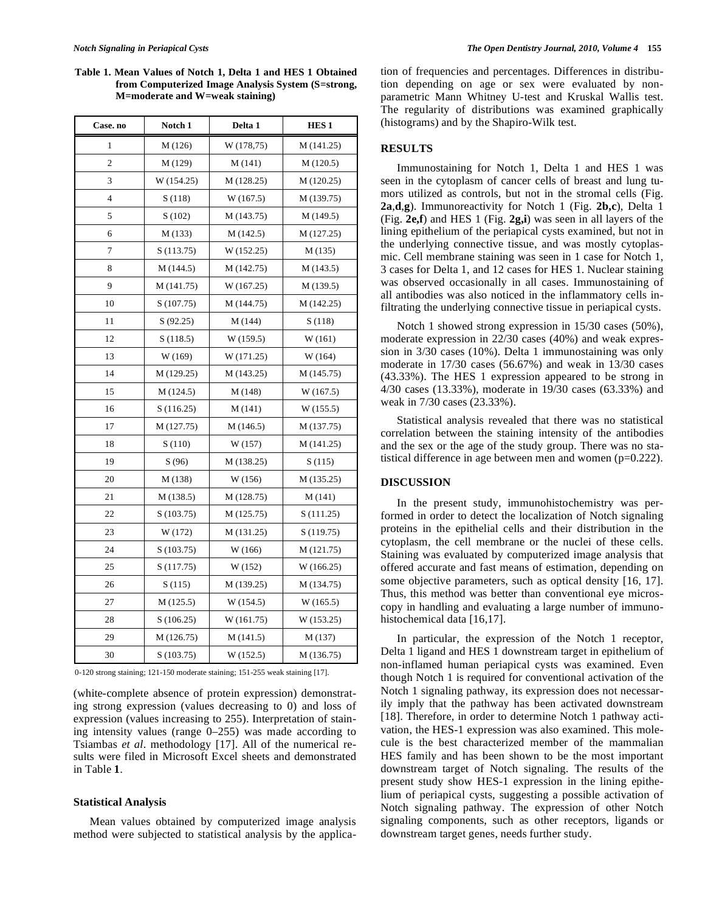**Table 1. Mean Values of Notch 1, Delta 1 and HES 1 Obtained from Computerized Image Analysis System (S=strong, M=moderate and W=weak staining)**

| Case. no | Notch 1 | Delta 1 | HES 1 |
|---|---|---|---|
| 1 | M (126) | W (178,75) | M (141.25) |
| 2 | M (129) | M (141) | M (120.5) |
| 3 | W (154.25) | M (128.25) | M (120.25) |
| 4 | S (118) | W (167.5) | M (139.75) |
| 5 | S (102) | M (143.75) | M (149.5) |
| 6 | M (133) | M (142.5) | M (127.25) |
| 7 | S (113.75) | W (152.25) | M (135) |
| 8 | M (144.5) | M (142.75) | M (143.5) |
| 9 | M (141.75) | W (167.25) | M (139.5) |
| 10 | S (107.75) | M (144.75) | M (142.25) |
| 11 | S (92.25) | M (144) | S (118) |
| 12 | S (118.5) | W (159.5) | W (161) |
| 13 | W (169) | W (171.25) | W (164) |
| 14 | M (129.25) | M (143.25) | M (145.75) |
| 15 | M (124.5) | M (148) | W (167.5) |
| 16 | S (116.25) | M (141) | W (155.5) |
| 17 | M (127.75) | M (146.5) | M (137.75) |
| 18 | S (110) | W (157) | M (141.25) |
| 19 | S (96) | M (138.25) | S (115) |
| 20 | M (138) | W (156) | M (135.25) |
| 21 | M (138.5) | M (128.75) | M (141) |
| 22 | S (103.75) | M (125.75) | S (111.25) |
| 23 | W (172) | M (131.25) | S (119.75) |
| 24 | S (103.75) | W (166) | M (121.75) |
| 25 | S (117.75) | W (152) | W (166.25) |
| 26 | S (115) | M (139.25) | M (134.75) |
| 27 | M (125.5) | W (154.5) | W (165.5) |
| 28 | S (106.25) | W (161.75) | W (153.25) |
| 29 | M (126.75) | M (141.5) | M (137) |
| 30 | S (103.75) | W (152.5) | M (136.75) |

0-120 strong staining; 121-150 moderate staining; 151-255 weak staining [17].

(white-complete absence of protein expression) demonstrating strong expression (values decreasing to 0) and loss of expression (values increasing to 255). Interpretation of staining intensity values (range 0–255) was made according to Tsiambas *et al*. methodology [17]. All of the numerical results were filed in Microsoft Excel sheets and demonstrated in Table **1**.

### Statistical Analysis

Mean values obtained by computerized image analysis method were subjected to statistical analysis by the application of frequencies and percentages. Differences in distribution depending on age or sex were evaluated by non-parametric Mann Whitney U-test and Kruskal Wallis test. The regularity of distributions was examined graphically (histograms) and by the Shapiro-Wilk test.

## RESULTS

Immunostaining for Notch 1, Delta 1 and HES 1 was seen in the cytoplasm of cancer cells of breast and lung tumors utilized as controls, but not in the stromal cells (Fig. **2a**,**d**,**g**). Immunoreactivity for Notch 1 (Fig. **2b,c**), Delta 1 (Fig. **2e,f**) and HES 1 (Fig. **2g,i**) was seen in all layers of the lining epithelium of the periapical cysts examined, but not in the underlying connective tissue, and was mostly cytoplasmic. Cell membrane staining was seen in 1 case for Notch 1, 3 cases for Delta 1, and 12 cases for HES 1. Nuclear staining was observed occasionally in all cases. Immunostaining of all antibodies was also noticed in the inflammatory cells infiltrating the underlying connective tissue in periapical cysts.

Notch 1 showed strong expression in 15/30 cases (50%), moderate expression in 22/30 cases (40%) and weak expression in 3/30 cases (10%). Delta 1 immunostaining was only moderate in 17/30 cases (56.67%) and weak in 13/30 cases (43.33%). The HES 1 expression appeared to be strong in 4/30 cases (13.33%), moderate in 19/30 cases (63.33%) and weak in 7/30 cases (23.33%).

Statistical analysis revealed that there was no statistical correlation between the staining intensity of the antibodies and the sex or the age of the study group. There was no statistical difference in age between men and women ($p=0.222$).

## DISCUSSION

In the present study, immunohistochemistry was performed in order to detect the localization of Notch signaling proteins in the epithelial cells and their distribution in the cytoplasm, the cell membrane or the nuclei of these cells. Staining was evaluated by computerized image analysis that offered accurate and fast means of estimation, depending on some objective parameters, such as optical density [16, 17]. Thus, this method was better than conventional eye microscopy in handling and evaluating a large number of immunohistochemical data [16,17].

In particular, the expression of the Notch 1 receptor, Delta 1 ligand and HES 1 downstream target in epithelium of non-inflamed human periapical cysts was examined. Even though Notch 1 is required for conventional activation of the Notch 1 signaling pathway, its expression does not necessarily imply that the pathway has been activated downstream [18]. Therefore, in order to determine Notch 1 pathway activation, the HES-1 expression was also examined. This molecule is the best characterized member of the mammalian HES family and has been shown to be the most important downstream target of Notch signaling. The results of the present study show HES-1 expression in the lining epithelium of periapical cysts, suggesting a possible activation of Notch signaling pathway. The expression of other Notch signaling components, such as other receptors, ligands or downstream target genes, needs further study.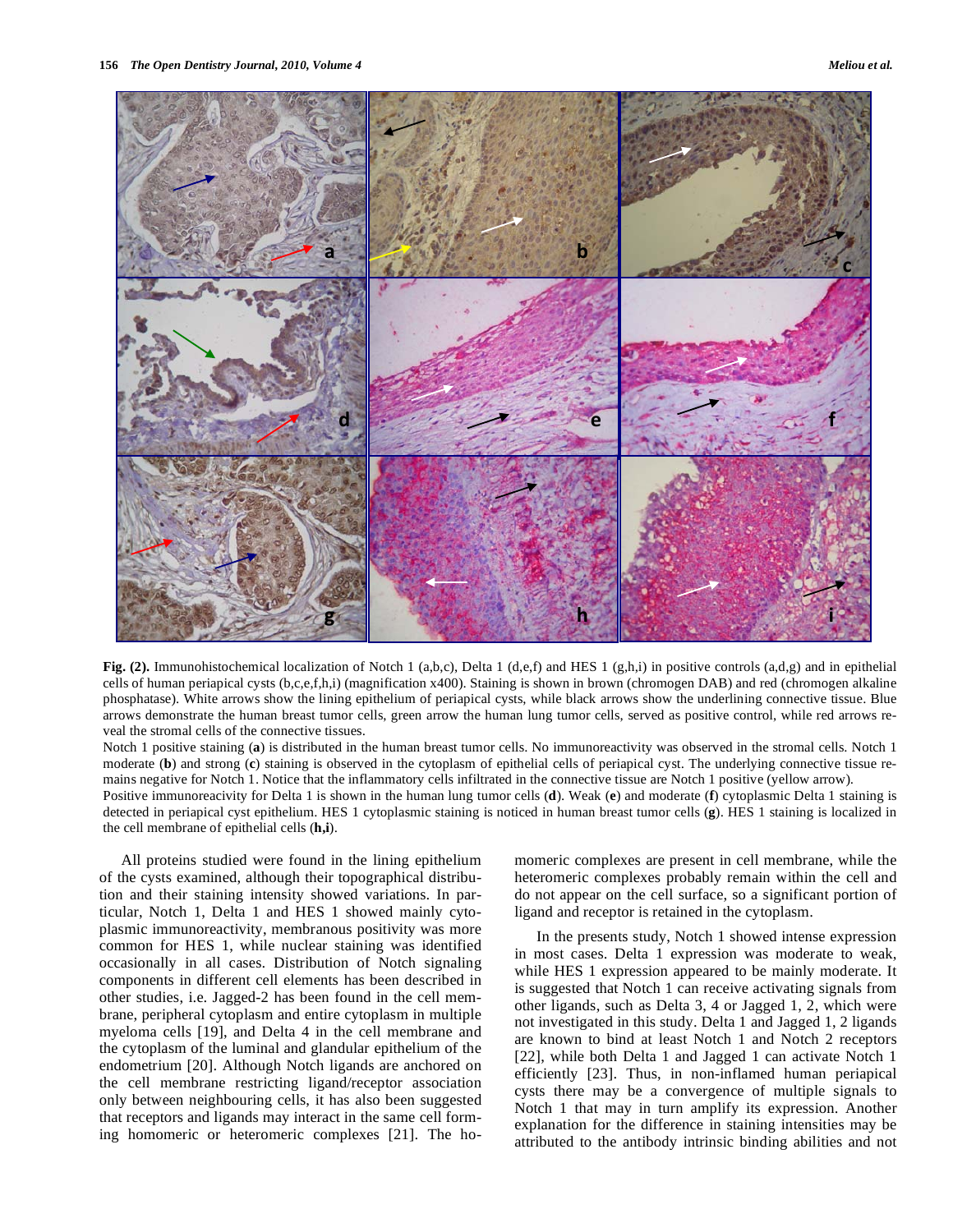**Fig. (2).** Immunohistochemical localization of Notch 1 (a,b,c), Delta 1 (d,e,f) and HES 1 (g,h,i) in positive controls (a,d,g) and in epithelial cells of human periapical cysts (b,c,e,f,h,i) (magnification x400). Staining is shown in brown (chromogen DAB) and red (chromogen alkaline phosphatase). White arrows show the lining epithelium of periapical cysts, while black arrows show the underlining connective tissue. Blue arrows demonstrate the human breast tumor cells, green arrow the human lung tumor cells, served as positive control, while red arrows reveal the stromal cells of the connective tissues.

Notch 1 positive staining (**a**) is distributed in the human breast tumor cells. No immunoreactivity was observed in the stromal cells. Notch 1 moderate (**b**) and strong (**c**) staining is observed in the cytoplasm of epithelial cells of periapical cyst. The underlying connective tissue remains negative for Notch 1. Notice that the inflammatory cells infiltrated in the connective tissue are Notch 1 positive (yellow arrow).

Positive immunoreacivity for Delta 1 is shown in the human lung tumor cells (**d**). Weak (**e**) and moderate (**f**) cytoplasmic Delta 1 staining is detected in periapical cyst epithelium. HES 1 cytoplasmic staining is noticed in human breast tumor cells (**g**). HES 1 staining is localized in the cell membrane of epithelial cells (**h,i**).

All proteins studied were found in the lining epithelium of the cysts examined, although their topographical distribution and their staining intensity showed variations. In particular, Notch 1, Delta 1 and HES 1 showed mainly cytoplasmic immunoreactivity, membranous positivity was more common for HES 1, while nuclear staining was identified occasionally in all cases. Distribution of Notch signaling components in different cell elements has been described in other studies, i.e. Jagged-2 has been found in the cell membrane, peripheral cytoplasm and entire cytoplasm in multiple myeloma cells [19], and Delta 4 in the cell membrane and the cytoplasm of the luminal and glandular epithelium of the endometrium [20]. Although Notch ligands are anchored on the cell membrane restricting ligand/receptor association only between neighbouring cells, it has also been suggested that receptors and ligands may interact in the same cell forming homomeric or heteromeric complexes [21]. The homomeric complexes are present in cell membrane, while the heteromeric complexes probably remain within the cell and do not appear on the cell surface, so a significant portion of ligand and receptor is retained in the cytoplasm.

In the presents study, Notch 1 showed intense expression in most cases. Delta 1 expression was moderate to weak, while HES 1 expression appeared to be mainly moderate. It is suggested that Notch 1 can receive activating signals from other ligands, such as Delta 3, 4 or Jagged 1, 2, which were not investigated in this study. Delta 1 and Jagged 1, 2 ligands are known to bind at least Notch 1 and Notch 2 receptors [22], while both Delta 1 and Jagged 1 can activate Notch 1 efficiently [23]. Thus, in non-inflamed human periapical cysts there may be a convergence of multiple signals to Notch 1 that may in turn amplify its expression. Another explanation for the difference in staining intensities may be attributed to the antibody intrinsic binding abilities and not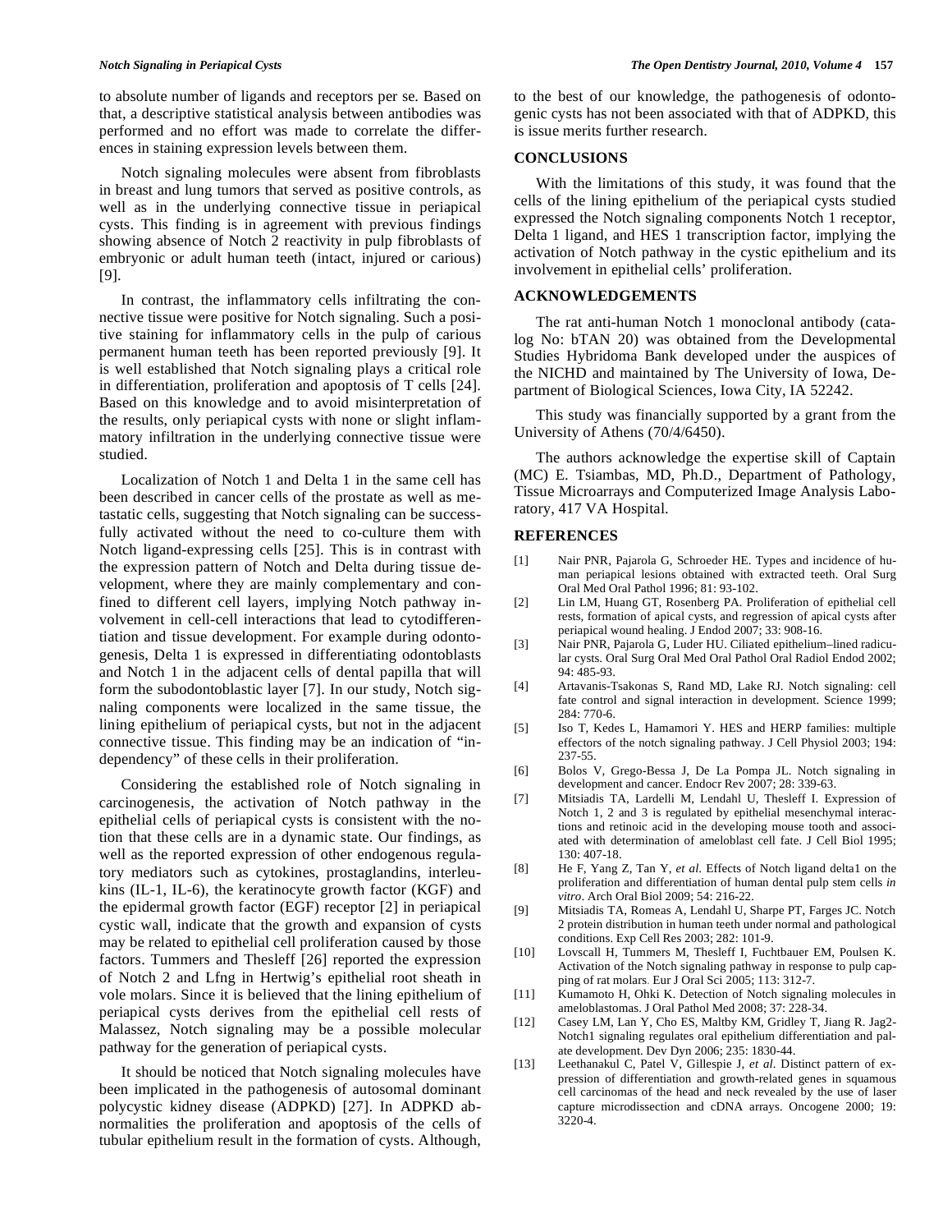to absolute number of ligands and receptors per se. Based on that, a descriptive statistical analysis between antibodies was performed and no effort was made to correlate the differences in staining expression levels between them.

Notch signaling molecules were absent from fibroblasts in breast and lung tumors that served as positive controls, as well as in the underlying connective tissue in periapical cysts. This finding is in agreement with previous findings showing absence of Notch 2 reactivity in pulp fibroblasts of embryonic or adult human teeth (intact, injured or carious) [9].

In contrast, the inflammatory cells infiltrating the connective tissue were positive for Notch signaling. Such a positive staining for inflammatory cells in the pulp of carious permanent human teeth has been reported previously [9]. It is well established that Notch signaling plays a critical role in differentiation, proliferation and apoptosis of T cells [24]. Based on this knowledge and to avoid misinterpretation of the results, only periapical cysts with none or slight inflammatory infiltration in the underlying connective tissue were studied.

Localization of Notch 1 and Delta 1 in the same cell has been described in cancer cells of the prostate as well as metastatic cells, suggesting that Notch signaling can be successfully activated without the need to co-culture them with Notch ligand-expressing cells [25]. This is in contrast with the expression pattern of Notch and Delta during tissue development, where they are mainly complementary and confined to different cell layers, implying Notch pathway involvement in cell-cell interactions that lead to cytodifferentiation and tissue development. For example during odontogenesis, Delta 1 is expressed in differentiating odontoblasts and Notch 1 in the adjacent cells of dental papilla that will form the subodontoblastic layer [7]. In our study, Notch signaling components were localized in the same tissue, the lining epithelium of periapical cysts, but not in the adjacent connective tissue. This finding may be an indication of "independency" of these cells in their proliferation.

Considering the established role of Notch signaling in carcinogenesis, the activation of Notch pathway in the epithelial cells of periapical cysts is consistent with the notion that these cells are in a dynamic state. Our findings, as well as the reported expression of other endogenous regulatory mediators such as cytokines, prostaglandins, interleukins (IL-1, IL-6), the keratinocyte growth factor (KGF) and the epidermal growth factor (EGF) receptor [2] in periapical cystic wall, indicate that the growth and expansion of cysts may be related to epithelial cell proliferation caused by those factors. Tummers and Thesleff [26] reported the expression of Notch 2 and Lfng in Hertwig's epithelial root sheath in vole molars. Since it is believed that the lining epithelium of periapical cysts derives from the epithelial cell rests of Malassez, Notch signaling may be a possible molecular pathway for the generation of periapical cysts.

It should be noticed that Notch signaling molecules have been implicated in the pathogenesis of autosomal dominant polycystic kidney disease (ADPKD) [27]. In ADPKD abnormalities the proliferation and apoptosis of the cells of tubular epithelium result in the formation of cysts. Although, to the best of our knowledge, the pathogenesis of odontogenic cysts has not been associated with that of ADPKD, this is issue merits further research.

## CONCLUSIONS

With the limitations of this study, it was found that the cells of the lining epithelium of the periapical cysts studied expressed the Notch signaling components Notch 1 receptor, Delta 1 ligand, and HES 1 transcription factor, implying the activation of Notch pathway in the cystic epithelium and its involvement in epithelial cells' proliferation.

## ACKNOWLEDGEMENTS

The rat anti-human Notch 1 monoclonal antibody (catalog No: bTAN 20) was obtained from the Developmental Studies Hybridoma Bank developed under the auspices of the NICHD and maintained by The University of Iowa, Department of Biological Sciences, Iowa City, IA 52242.

This study was financially supported by a grant from the University of Athens (70/4/6450).

The authors acknowledge the expertise skill of Captain (MC) E. Tsiambas, MD, Ph.D., Department of Pathology, Tissue Microarrays and Computerized Image Analysis Laboratory, 417 VA Hospital.

## REFERENCES

[1] Nair PNR, Pajarola G, Schroeder HE. Types and incidence of human periapical lesions obtained with extracted teeth. Oral Surg Oral Med Oral Pathol 1996; 81: 93-102.

[2] Lin LM, Huang GT, Rosenberg PA. Proliferation of epithelial cell rests, formation of apical cysts, and regression of apical cysts after periapical wound healing. J Endod 2007; 33: 908-16.

[3] Nair PNR, Pajarola G, Luder HU. Ciliated epithelium–lined radicular cysts. Oral Surg Oral Med Oral Pathol Oral Radiol Endod 2002; 94: 485-93.

[4] Artavanis-Tsakonas S, Rand MD, Lake RJ. Notch signaling: cell fate control and signal interaction in development. Science 1999; 284: 770-6.

[5] Iso T, Kedes L, Hamamori Y. HES and HERP families: multiple effectors of the notch signaling pathway. J Cell Physiol 2003; 194: 237-55.

[6] Bolos V, Grego-Bessa J, De La Pompa JL. Notch signaling in development and cancer. Endocr Rev 2007; 28: 339-63.

[7] Mitsiadis TA, Lardelli M, Lendahl U, Thesleff I. Expression of Notch 1, 2 and 3 is regulated by epithelial mesenchymal interactions and retinoic acid in the developing mouse tooth and associated with determination of ameloblast cell fate. J Cell Biol 1995; 130: 407-18.

[8] He F, Yang Z, Tan Y, *et al.* Effects of Notch ligand delta1 on the proliferation and differentiation of human dental pulp stem cells *in vitro*. Arch Oral Biol 2009; 54: 216-22.

[9] Mitsiadis TA, Romeas A, Lendahl U, Sharpe PT, Farges JC. Notch 2 protein distribution in human teeth under normal and pathological conditions. Exp Cell Res 2003; 282: 101-9.

[10] Lovscall H, Tummers M, Thesleff I, Fuchtbauer EM, Poulsen K. Activation of the Notch signaling pathway in response to pulp capping of rat molars. Eur J Oral Sci 2005; 113: 312-7.

[11] Kumamoto H, Ohki K. Detection of Notch signaling molecules in ameloblastomas. J Oral Pathol Med 2008; 37: 228-34.

[12] Casey LM, Lan Y, Cho ES, Maltby KM, Gridley T, Jiang R. Jag2-Notch1 signaling regulates oral epithelium differentiation and palate development. Dev Dyn 2006; 235: 1830-44.

[13] Leethanakul C, Patel V, Gillespie J, *et al.* Distinct pattern of expression of differentiation and growth-related genes in squamous cell carcinomas of the head and neck revealed by the use of laser capture microdissection and cDNA arrays. Oncogene 2000; 19: 3220-4.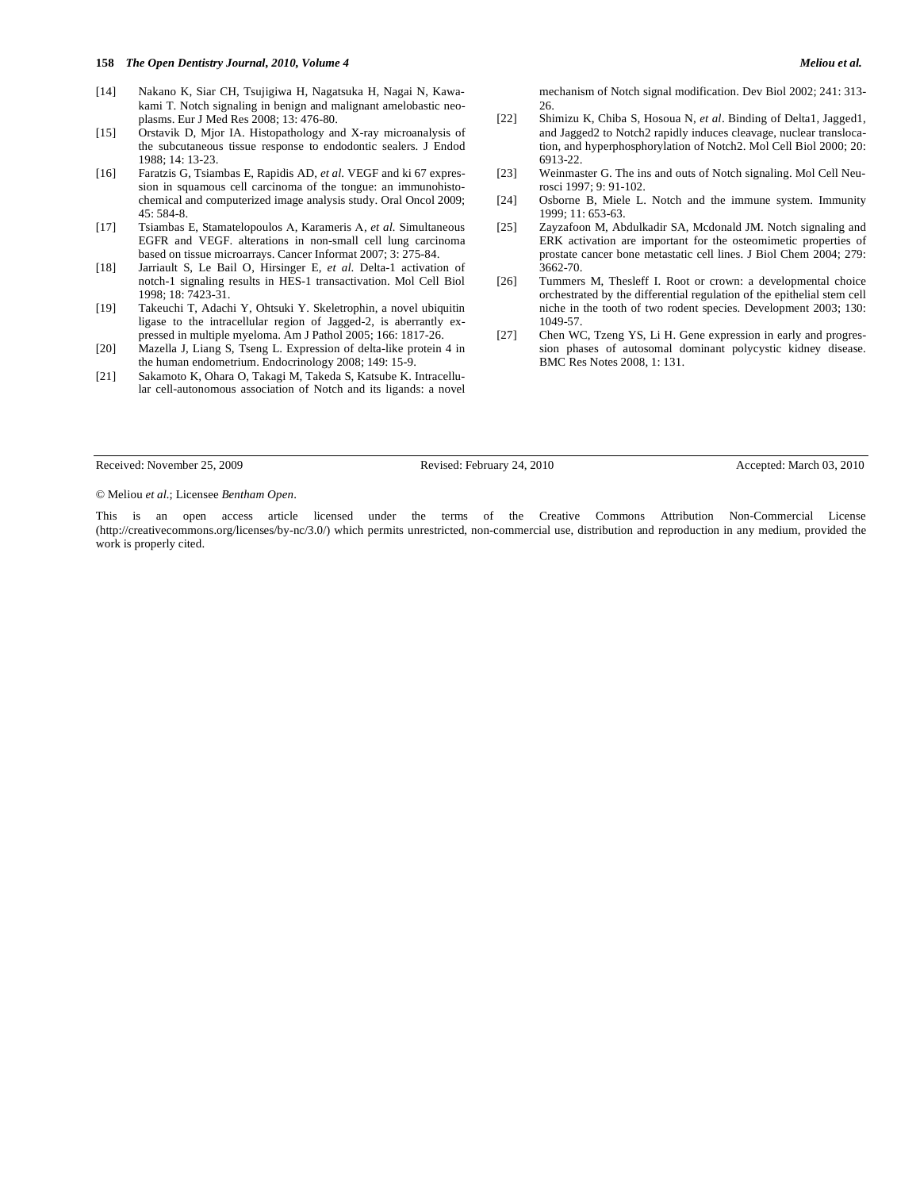[14] Nakano K, Siar CH, Tsujigiwa H, Nagatsuka H, Nagai N, Kawakami T. Notch signaling in benign and malignant amelobastic neoplasms. Eur J Med Res 2008; 13: 476-80.

[15] Orstavik D, Mjor IA. Histopathology and X-ray microanalysis of the subcutaneous tissue response to endodontic sealers. J Endod 1988; 14: 13-23.

[16] Faratzis G, Tsiambas E, Rapidis AD, *et al*. VEGF and ki 67 expression in squamous cell carcinoma of the tongue: an immunohistochemical and computerized image analysis study. Oral Oncol 2009; 45: 584-8.

[17] Tsiambas E, Stamatelopoulos A, Karameris A, *et al.* Simultaneous EGFR and VEGF. alterations in non-small cell lung carcinoma based on tissue microarrays. Cancer Informat 2007; 3: 275-84.

[18] Jarriault S, Le Bail O, Hirsinger E, *et al*. Delta-1 activation of notch-1 signaling results in HES-1 transactivation. Mol Cell Biol 1998; 18: 7423-31.

[19] Takeuchi T, Adachi Y, Ohtsuki Y. Skeletrophin, a novel ubiquitin ligase to the intracellular region of Jagged-2, is aberrantly expressed in multiple myeloma. Am J Pathol 2005; 166: 1817-26.

[20] Mazella J, Liang S, Tseng L. Expression of delta-like protein 4 in the human endometrium. Endocrinology 2008; 149: 15-9.

[21] Sakamoto K, Ohara O, Takagi M, Takeda S, Katsube K. Intracellular cell-autonomous association of Notch and its ligands: a novel mechanism of Notch signal modification. Dev Biol 2002; 241: 313-26.

[22] Shimizu K, Chiba S, Hosoua N, *et al*. Binding of Delta1, Jagged1, and Jagged2 to Notch2 rapidly induces cleavage, nuclear translocation, and hyperphosphorylation of Notch2. Mol Cell Biol 2000; 20: 6913-22.

[23] Weinmaster G. The ins and outs of Notch signaling. Mol Cell Neurosci 1997; 9: 91-102.

[24] Osborne B, Miele L. Notch and the immune system. Immunity 1999; 11: 653-63.

[25] Zayzafoon M, Abdulkadir SA, Mcdonald JM. Notch signaling and ERK activation are important for the osteomimetic properties of prostate cancer bone metastatic cell lines. J Biol Chem 2004; 279: 3662-70.

[26] Tummers M, Thesleff I. Root or crown: a developmental choice orchestrated by the differential regulation of the epithelial stem cell niche in the tooth of two rodent species. Development 2003; 130: 1049-57.

[27] Chen WC, Tzeng YS, Li H. Gene expression in early and progression phases of autosomal dominant polycystic kidney disease. BMC Res Notes 2008, 1: 131.

---

Received: November 25, 2009 Revised: February 24, 2010 Accepted: March 03, 2010

© Meliou *et al.*; Licensee *Bentham Open*.

This is an open access article licensed under the terms of the Creative Commons Attribution Non-Commercial License (http://creativecommons.org/licenses/by-nc/3.0/) which permits unrestricted, non-commercial use, distribution and reproduction in any medium, provided the work is properly cited.